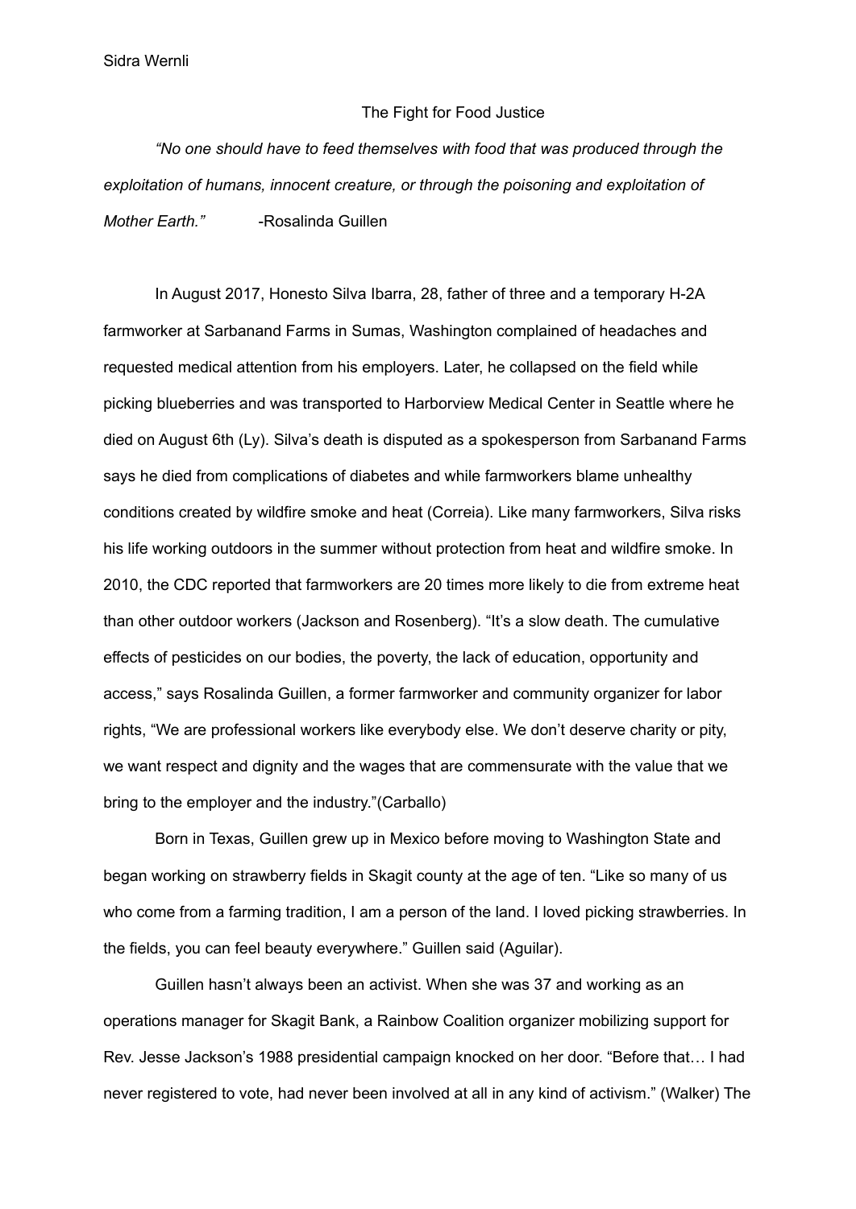Sidra Wernli

# The Fight for Food Justice

*"No one should have to feed themselves with food that was produced through the exploitation of humans, innocent creature, or through the poisoning and exploitation of Mother Earth."* -Rosalinda Guillen

In August 2017, Honesto Silva Ibarra, 28, father of three and a temporary H-2A farmworker at Sarbanand Farms in Sumas, Washington complained of headaches and requested medical attention from his employers. Later, he collapsed on the field while picking blueberries and was transported to Harborview Medical Center in Seattle where he died on August 6th (Ly). Silva's death is disputed as a spokesperson from Sarbanand Farms says he died from complications of diabetes and while farmworkers blame unhealthy conditions created by wildfire smoke and heat (Correia). Like many farmworkers, Silva risks his life working outdoors in the summer without protection from heat and wildfire smoke. In 2010, the CDC reported that farmworkers are 20 times more likely to die from extreme heat than other outdoor workers (Jackson and Rosenberg). "It's a slow death. The cumulative effects of pesticides on our bodies, the poverty, the lack of education, opportunity and access," says Rosalinda Guillen, a former farmworker and community organizer for labor rights, "We are professional workers like everybody else. We don't deserve charity or pity, we want respect and dignity and the wages that are commensurate with the value that we bring to the employer and the industry."(Carballo)

Born in Texas, Guillen grew up in Mexico before moving to Washington State and began working on strawberry fields in Skagit county at the age of ten. "Like so many of us who come from a farming tradition, I am a person of the land. I loved picking strawberries. In the fields, you can feel beauty everywhere." Guillen said (Aguilar).

Guillen hasn't always been an activist. When she was 37 and working as an operations manager for Skagit Bank, a Rainbow Coalition organizer mobilizing support for Rev. Jesse Jackson's 1988 presidential campaign knocked on her door. "Before that… I had never registered to vote, had never been involved at all in any kind of activism." (Walker) The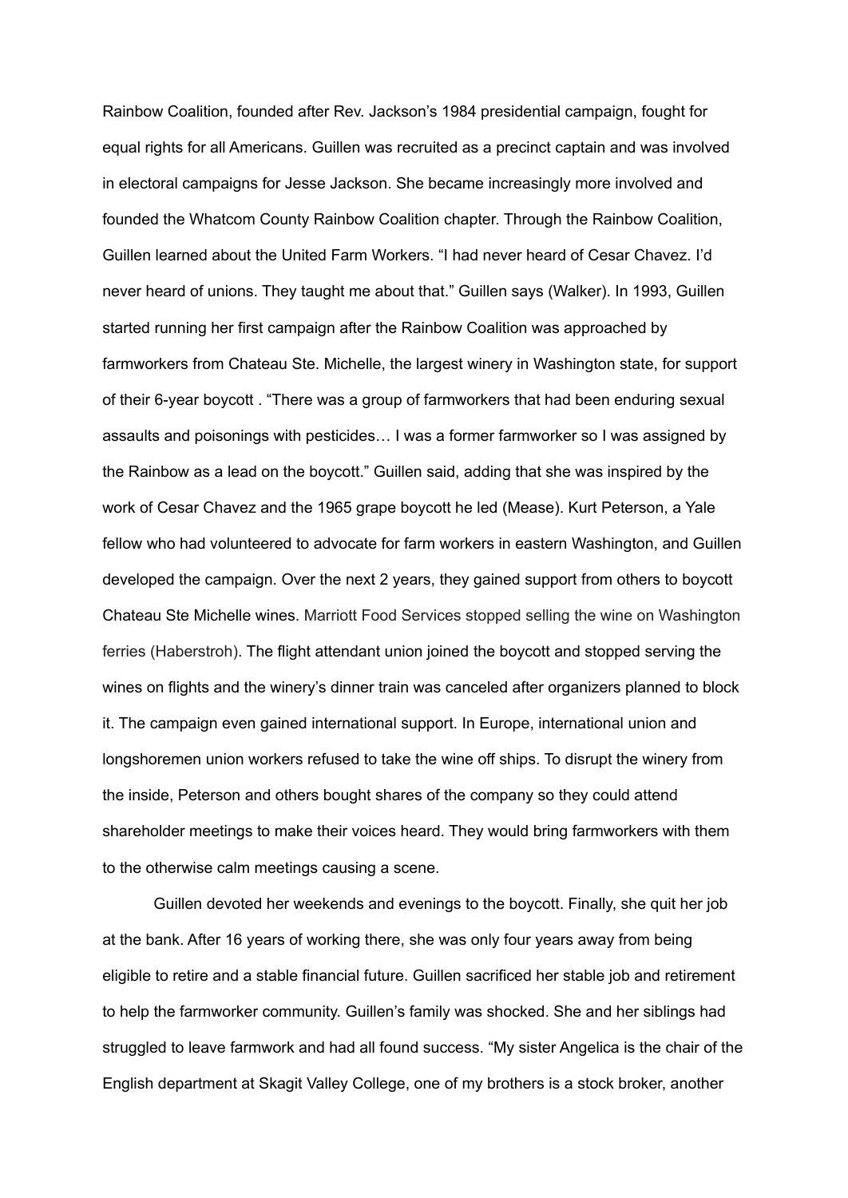Rainbow Coalition, founded after Rev. Jackson's 1984 presidential campaign, fought for equal rights for all Americans. Guillen was recruited as a precinct captain and was involved in electoral campaigns for Jesse Jackson. She became increasingly more involved and founded the Whatcom County Rainbow Coalition chapter. Through the Rainbow Coalition, Guillen learned about the United Farm Workers. "I had never heard of Cesar Chavez. I'd never heard of unions. They taught me about that." Guillen says (Walker). In 1993, Guillen started running her first campaign after the Rainbow Coalition was approached by farmworkers from Chateau Ste. Michelle, the largest winery in Washington state, for support of their 6-year boycott . "There was a group of farmworkers that had been enduring sexual assaults and poisonings with pesticides… I was a former farmworker so I was assigned by the Rainbow as a lead on the boycott." Guillen said, adding that she was inspired by the work of Cesar Chavez and the 1965 grape boycott he led (Mease). Kurt Peterson, a Yale fellow who had volunteered to advocate for farm workers in eastern Washington, and Guillen developed the campaign. Over the next 2 years, they gained support from others to boycott Chateau Ste Michelle wines. Marriott Food Services stopped selling the wine on Washington ferries (Haberstroh). The flight attendant union joined the boycott and stopped serving the wines on flights and the winery's dinner train was canceled after organizers planned to block it. The campaign even gained international support. In Europe, international union and longshoremen union workers refused to take the wine off ships. To disrupt the winery from the inside, Peterson and others bought shares of the company so they could attend shareholder meetings to make their voices heard. They would bring farmworkers with them to the otherwise calm meetings causing a scene.

Guillen devoted her weekends and evenings to the boycott. Finally, she quit her job at the bank. After 16 years of working there, she was only four years away from being eligible to retire and a stable financial future. Guillen sacrificed her stable job and retirement to help the farmworker community. Guillen's family was shocked. She and her siblings had struggled to leave farmwork and had all found success. "My sister Angelica is the chair of the English department at Skagit Valley College, one of my brothers is a stock broker, another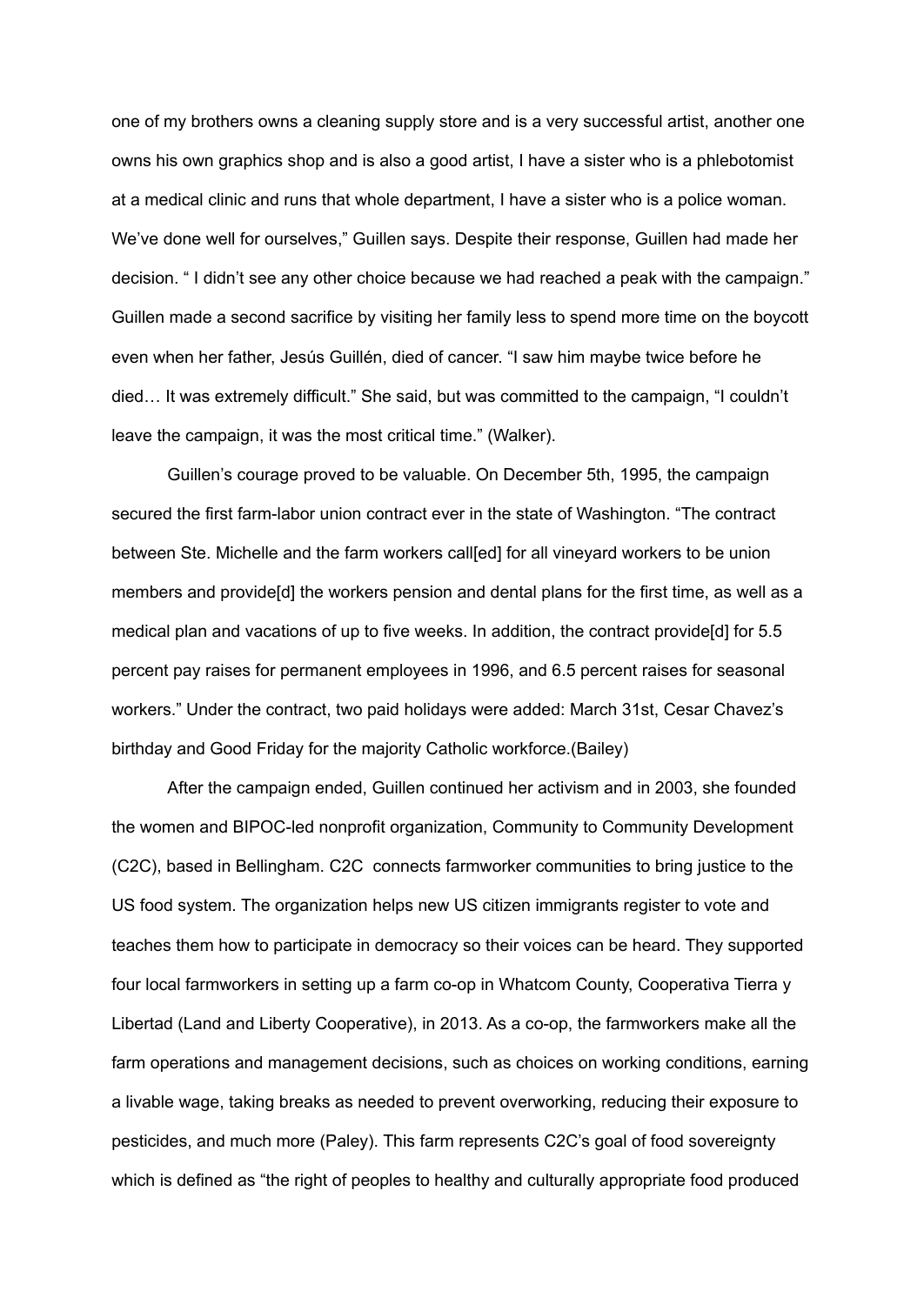one of my brothers owns a cleaning supply store and is a very successful artist, another one owns his own graphics shop and is also a good artist, I have a sister who is a phlebotomist at a medical clinic and runs that whole department, I have a sister who is a police woman. We've done well for ourselves," Guillen says. Despite their response, Guillen had made her decision. " I didn't see any other choice because we had reached a peak with the campaign." Guillen made a second sacrifice by visiting her family less to spend more time on the boycott even when her father, Jesús Guillén, died of cancer. "I saw him maybe twice before he died… It was extremely difficult." She said, but was committed to the campaign, "I couldn't leave the campaign, it was the most critical time." (Walker).

Guillen's courage proved to be valuable. On December 5th, 1995, the campaign secured the first farm-labor union contract ever in the state of Washington. "The contract between Ste. Michelle and the farm workers call[ed] for all vineyard workers to be union members and provide[d] the workers pension and dental plans for the first time, as well as a medical plan and vacations of up to five weeks. In addition, the contract provide[d] for 5.5 percent pay raises for permanent employees in 1996, and 6.5 percent raises for seasonal workers." Under the contract, two paid holidays were added: March 31st, Cesar Chavez's birthday and Good Friday for the majority Catholic workforce.(Bailey)

After the campaign ended, Guillen continued her activism and in 2003, she founded the women and BIPOC-led nonprofit organization, Community to Community Development (C2C), based in Bellingham. C2C connects farmworker communities to bring justice to the US food system. The organization helps new US citizen immigrants register to vote and teaches them how to participate in democracy so their voices can be heard. They supported four local farmworkers in setting up a farm co-op in Whatcom County, Cooperativa Tierra y Libertad (Land and Liberty Cooperative), in 2013. As a co-op, the farmworkers make all the farm operations and management decisions, such as choices on working conditions, earning a livable wage, taking breaks as needed to prevent overworking, reducing their exposure to pesticides, and much more (Paley). This farm represents C2C's goal of food sovereignty which is defined as "the right of peoples to healthy and culturally appropriate food produced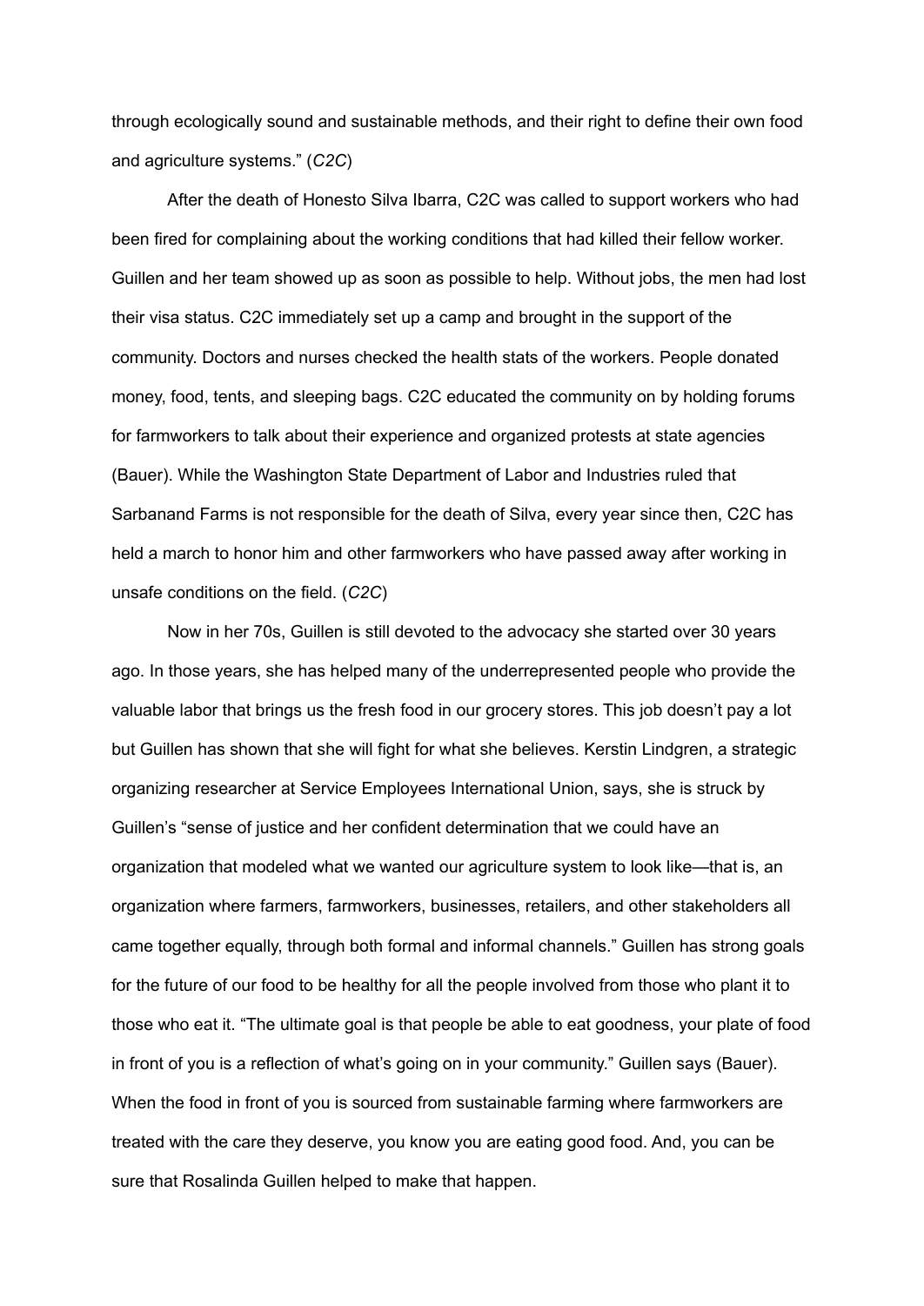through ecologically sound and sustainable methods, and their right to define their own food and agriculture systems." (*C2C*)

After the death of Honesto Silva Ibarra, C2C was called to support workers who had been fired for complaining about the working conditions that had killed their fellow worker. Guillen and her team showed up as soon as possible to help. Without jobs, the men had lost their visa status. C2C immediately set up a camp and brought in the support of the community. Doctors and nurses checked the health stats of the workers. People donated money, food, tents, and sleeping bags. C2C educated the community on by holding forums for farmworkers to talk about their experience and organized protests at state agencies (Bauer). While the Washington State Department of Labor and Industries ruled that Sarbanand Farms is not responsible for the death of Silva, every year since then, C2C has held a march to honor him and other farmworkers who have passed away after working in unsafe conditions on the field. (*C2C*)

Now in her 70s, Guillen is still devoted to the advocacy she started over 30 years ago. In those years, she has helped many of the underrepresented people who provide the valuable labor that brings us the fresh food in our grocery stores. This job doesn't pay a lot but Guillen has shown that she will fight for what she believes. Kerstin Lindgren, a strategic organizing researcher at Service Employees International Union, says, she is struck by Guillen's "sense of justice and her confident determination that we could have an organization that modeled what we wanted our agriculture system to look like—that is, an organization where farmers, farmworkers, businesses, retailers, and other stakeholders all came together equally, through both formal and informal channels." Guillen has strong goals for the future of our food to be healthy for all the people involved from those who plant it to those who eat it. "The ultimate goal is that people be able to eat goodness, your plate of food in front of you is a reflection of what's going on in your community." Guillen says (Bauer). When the food in front of you is sourced from sustainable farming where farmworkers are treated with the care they deserve, you know you are eating good food. And, you can be sure that Rosalinda Guillen helped to make that happen.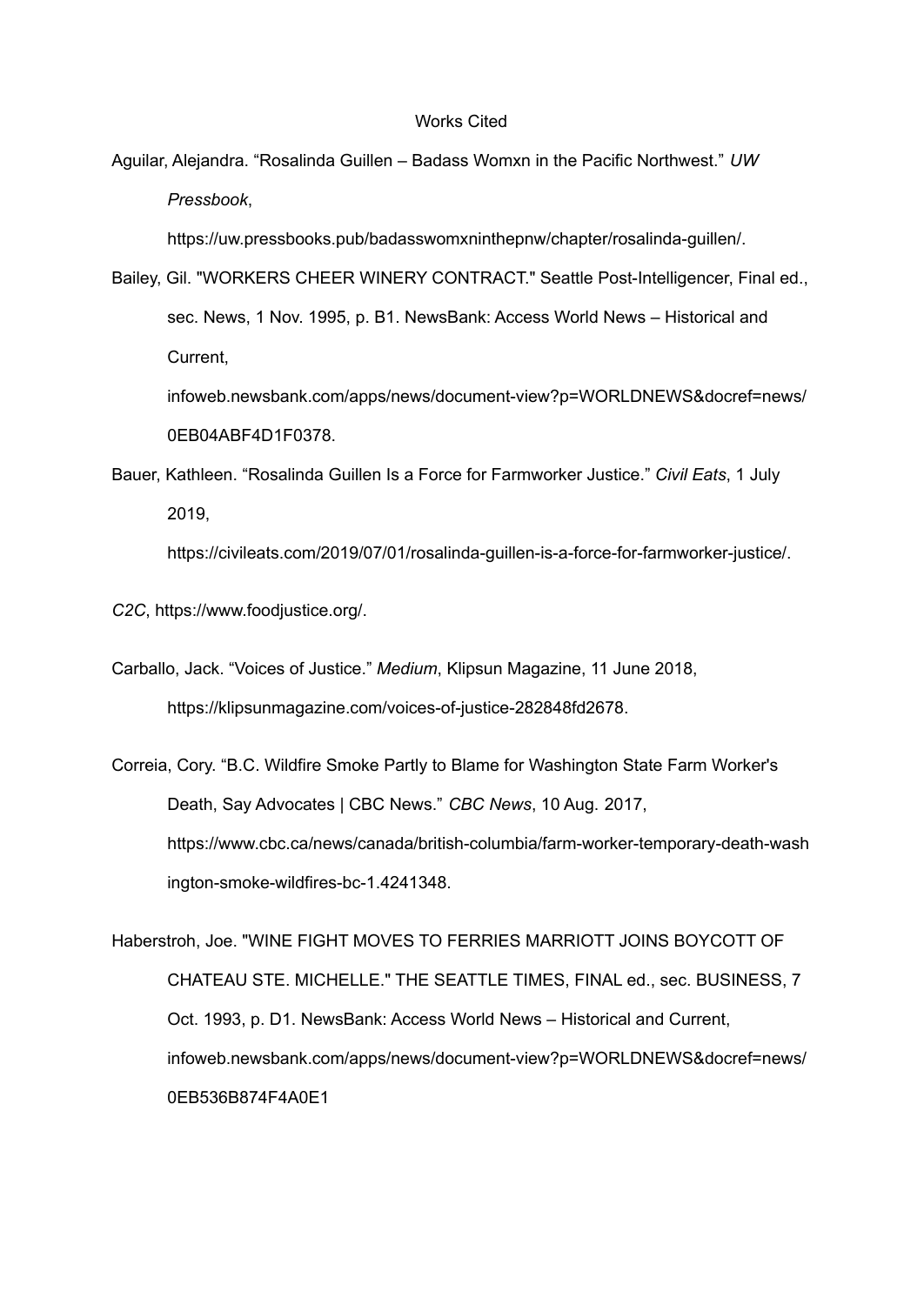Works Cited

Aguilar, Alejandra. “Rosalinda Guillen – Badass Womxn in the Pacific Northwest.” *UW Pressbook*, https://uw.pressbooks.pub/badasswomxninthepnw/chapter/rosalinda-guillen/.

Bailey, Gil. "WORKERS CHEER WINERY CONTRACT." Seattle Post-Intelligencer, Final ed., sec. News, 1 Nov. 1995, p. B1. NewsBank: Access World News – Historical and Current, infoweb.newsbank.com/apps/news/document-view?p=WORLDNEWS&docref=news/0EB04ABF4D1F0378.

Bauer, Kathleen. “Rosalinda Guillen Is a Force for Farmworker Justice.” *Civil Eats*, 1 July 2019, https://civileats.com/2019/07/01/rosalinda-guillen-is-a-force-for-farmworker-justice/.

*C2C*, https://www.foodjustice.org/.

Carballo, Jack. “Voices of Justice.” *Medium*, Klipsun Magazine, 11 June 2018, https://klipsunmagazine.com/voices-of-justice-282848fd2678.

Correia, Cory. “B.C. Wildfire Smoke Partly to Blame for Washington State Farm Worker's Death, Say Advocates | CBC News.” *CBC News*, 10 Aug. 2017, https://www.cbc.ca/news/canada/british-columbia/farm-worker-temporary-death-washington-smoke-wildfires-bc-1.4241348.

Haberstroh, Joe. "WINE FIGHT MOVES TO FERRIES MARRIOTT JOINS BOYCOTT OF CHATEAU STE. MICHELLE." THE SEATTLE TIMES, FINAL ed., sec. BUSINESS, 7 Oct. 1993, p. D1. NewsBank: Access World News – Historical and Current, infoweb.newsbank.com/apps/news/document-view?p=WORLDNEWS&docref=news/0EB536B874F4A0E1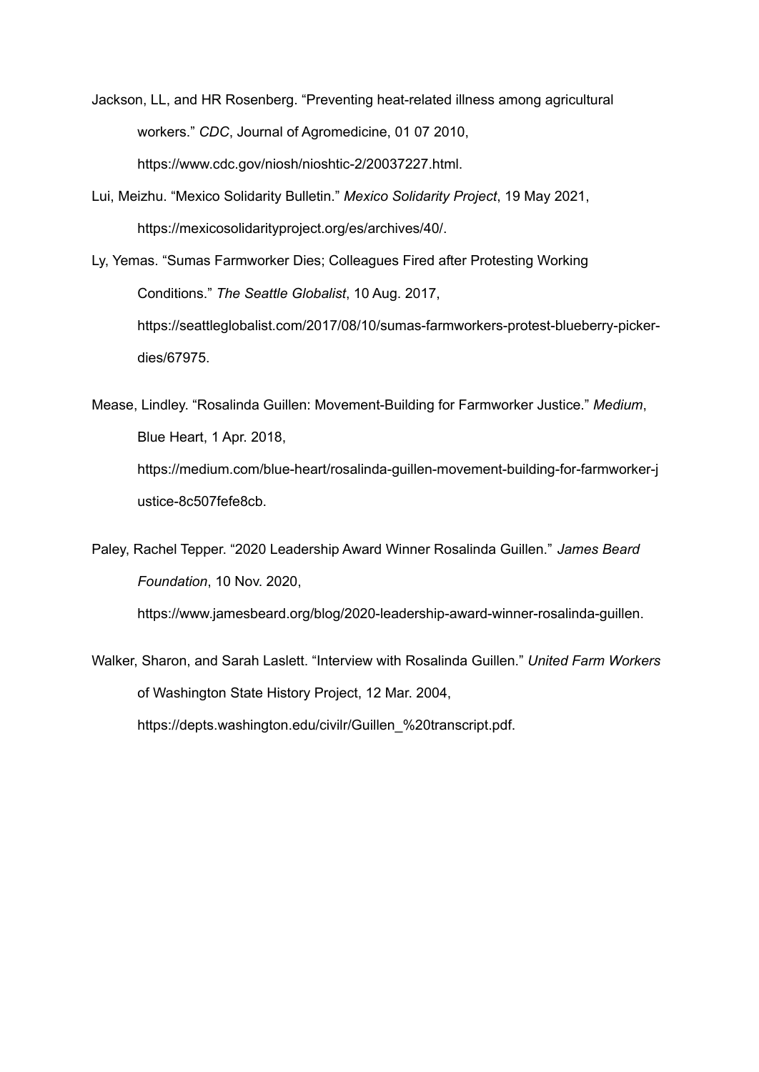Jackson, LL, and HR Rosenberg. “Preventing heat-related illness among agricultural workers.” *CDC*, Journal of Agromedicine, 01 07 2010, https://www.cdc.gov/niosh/nioshtic-2/20037227.html.

Lui, Meizhu. “Mexico Solidarity Bulletin.” *Mexico Solidarity Project*, 19 May 2021, https://mexicosolidarityproject.org/es/archives/40/.

Ly, Yemas. “Sumas Farmworker Dies; Colleagues Fired after Protesting Working Conditions.” *The Seattle Globalist*, 10 Aug. 2017, https://seattleglobalist.com/2017/08/10/sumas-farmworkers-protest-blueberry-picker-dies/67975.

Mease, Lindley. “Rosalinda Guillen: Movement-Building for Farmworker Justice.” *Medium*, Blue Heart, 1 Apr. 2018, https://medium.com/blue-heart/rosalinda-guillen-movement-building-for-farmworker-justice-8c507fefe8cb.

Paley, Rachel Tepper. “2020 Leadership Award Winner Rosalinda Guillen.” *James Beard Foundation*, 10 Nov. 2020, https://www.jamesbeard.org/blog/2020-leadership-award-winner-rosalinda-guillen.

Walker, Sharon, and Sarah Laslett. “Interview with Rosalinda Guillen.” *United Farm Workers* of Washington State History Project, 12 Mar. 2004, https://depts.washington.edu/civilr/Guillen_%20transcript.pdf.